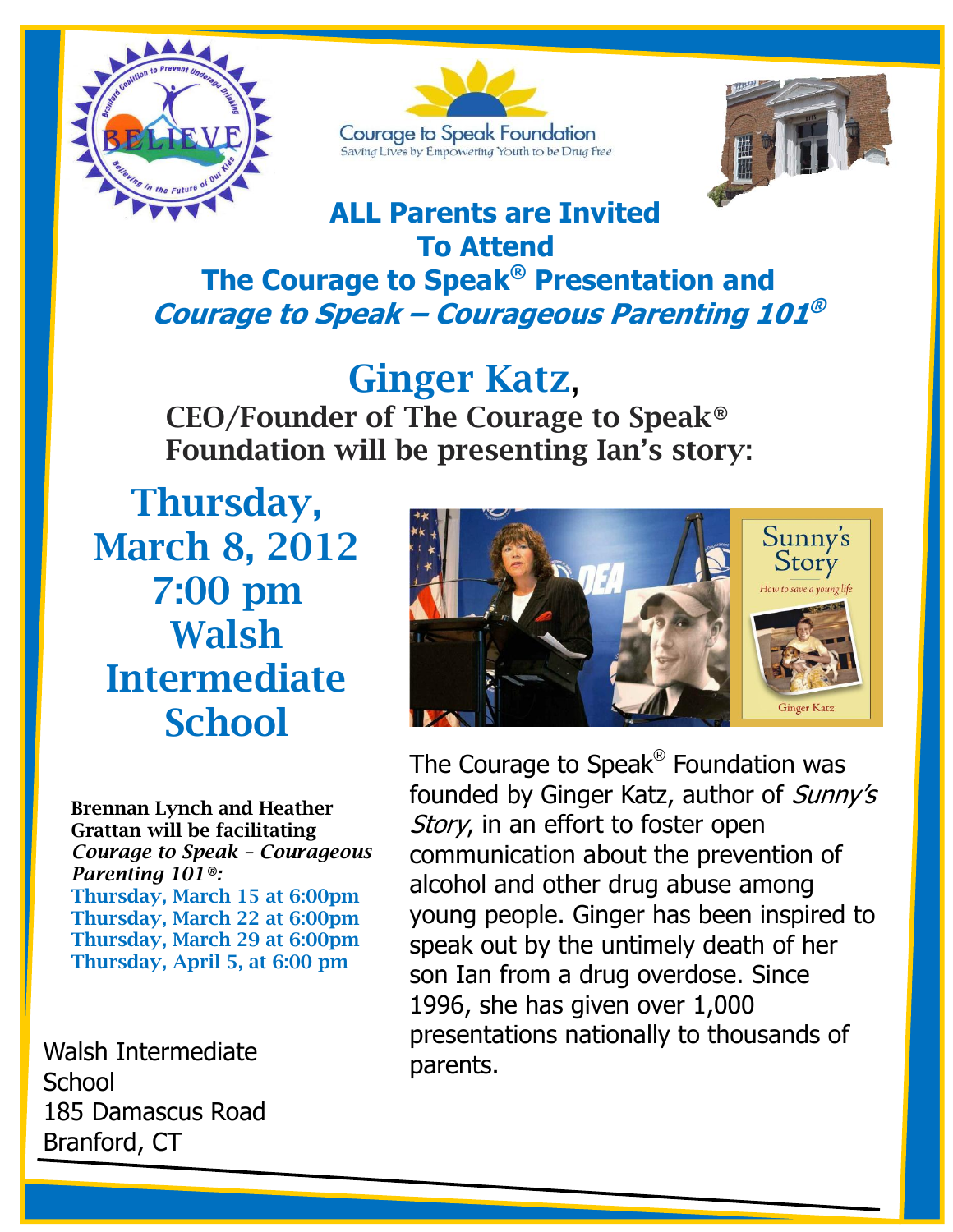Courage to Speak Foundation

Saving Lives by Empowering Youth to be Drug Free

# ALL Parents are Invited To Attend The Courage to Speak® Presentation and *Courage to Speak – Courageous Parenting 101®*

## Ginger Katz,

**CEO/Founder of The Courage to Speak® Foundation will be presenting Ian's story:**

## Thursday, March 8, 2012 7:00 pm Walsh Intermediate School

**Brennan Lynch and Heather Grattan will be facilitating *Courage to Speak – Courageous Parenting 101®:***

**Thursday, March 15 at 6:00pm**
**Thursday, March 22 at 6:00pm**
**Thursday, March 29 at 6:00pm**
**Thursday, April 5, at 6:00 pm**

Walsh Intermediate School
185 Damascus Road
Branford, CT

The Courage to Speak® Foundation was founded by Ginger Katz, author of *Sunny's Story*, in an effort to foster open communication about the prevention of alcohol and other drug abuse among young people. Ginger has been inspired to speak out by the untimely death of her son Ian from a drug overdose. Since 1996, she has given over 1,000 presentations nationally to thousands of parents.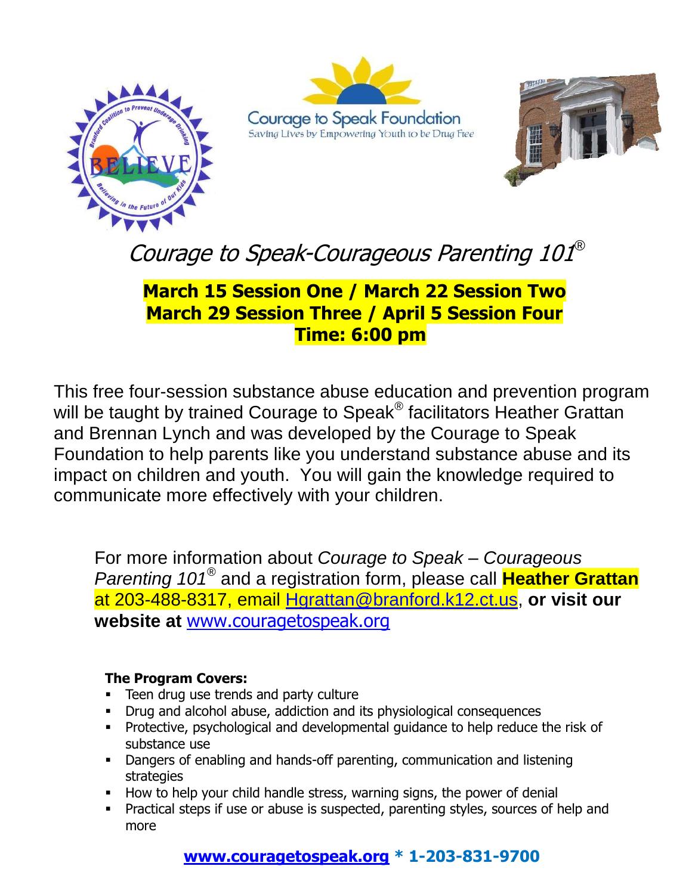Courage to Speak Foundation
Saving Lives by Empowering Youth to be Drug Free

# *Courage to Speak-Courageous Parenting 101®*

**March 15 Session One / March 22 Session Two**
**March 29 Session Three / April 5 Session Four**
**Time: 6:00 pm**

This free four-session substance abuse education and prevention program will be taught by trained Courage to Speak® facilitators Heather Grattan and Brennan Lynch and was developed by the Courage to Speak Foundation to help parents like you understand substance abuse and its impact on children and youth. You will gain the knowledge required to communicate more effectively with your children.

For more information about *Courage to Speak – Courageous Parenting 101®* and a registration form, please call **Heather Grattan** at 203-488-8317, email Hgrattan@branford.k12.ct.us, **or visit our website at** www.couragetospeak.org

**The Program Covers:**

- Teen drug use trends and party culture
- Drug and alcohol abuse, addiction and its physiological consequences
- Protective, psychological and developmental guidance to help reduce the risk of substance use
- Dangers of enabling and hands-off parenting, communication and listening strategies
- How to help your child handle stress, warning signs, the power of denial
- Practical steps if use or abuse is suspected, parenting styles, sources of help and more

**www.couragetospeak.org * 1-203-831-9700**